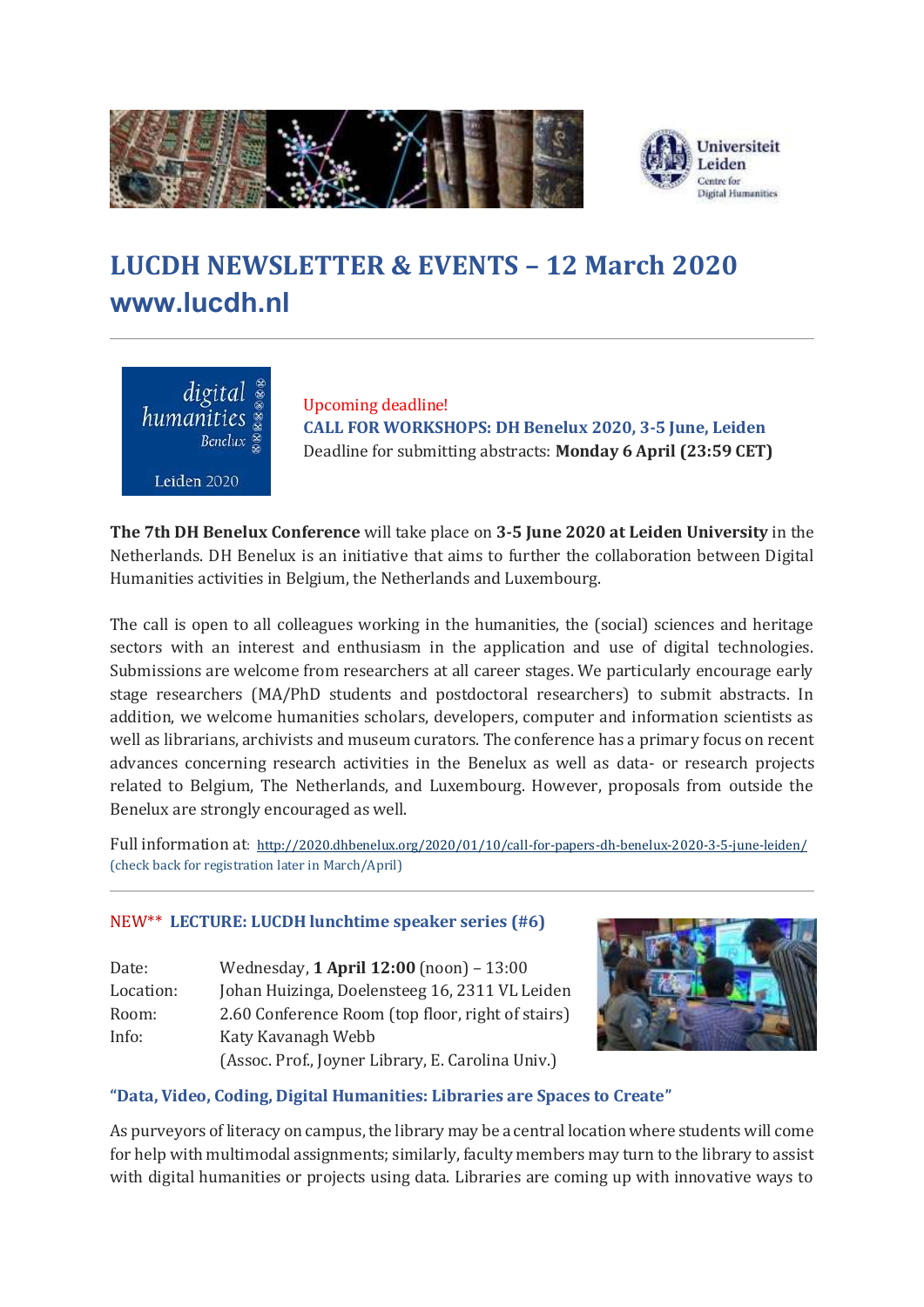# LUCDH NEWSLETTER & EVENTS – 12 March 2020

## www.lucdh.nl

---

Upcoming deadline!

### CALL FOR WORKSHOPS: DH Benelux 2020, 3-5 June, Leiden

Deadline for submitting abstracts: **Monday 6 April (23:59 CET)**

**The 7th DH Benelux Conference** will take place on **3-5 June 2020 at Leiden University** in the Netherlands. DH Benelux is an initiative that aims to further the collaboration between Digital Humanities activities in Belgium, the Netherlands and Luxembourg.

The call is open to all colleagues working in the humanities, the (social) sciences and heritage sectors with an interest and enthusiasm in the application and use of digital technologies. Submissions are welcome from researchers at all career stages. We particularly encourage early stage researchers (MA/PhD students and postdoctoral researchers) to submit abstracts. In addition, we welcome humanities scholars, developers, computer and information scientists as well as librarians, archivists and museum curators. The conference has a primary focus on recent advances concerning research activities in the Benelux as well as data- or research projects related to Belgium, The Netherlands, and Luxembourg. However, proposals from outside the Benelux are strongly encouraged as well.

Full information at: http://2020.dhbenelux.org/2020/01/10/call-for-papers-dh-benelux-2020-3-5-june-leiden/
(check back for registration later in March/April)

---

### NEW** LECTURE: LUCDH lunchtime speaker series (#6)

Date: Wednesday, **1 April 12:00** (noon) – 13:00
Location: Johan Huizinga, Doelensteeg 16, 2311 VL Leiden
Room: 2.60 Conference Room (top floor, right of stairs)
Info: Katy Kavanagh Webb
(Assoc. Prof., Joyner Library, E. Carolina Univ.)

### "Data, Video, Coding, Digital Humanities: Libraries are Spaces to Create"

As purveyors of literacy on campus, the library may be a central location where students will come for help with multimodal assignments; similarly, faculty members may turn to the library to assist with digital humanities or projects using data. Libraries are coming up with innovative ways to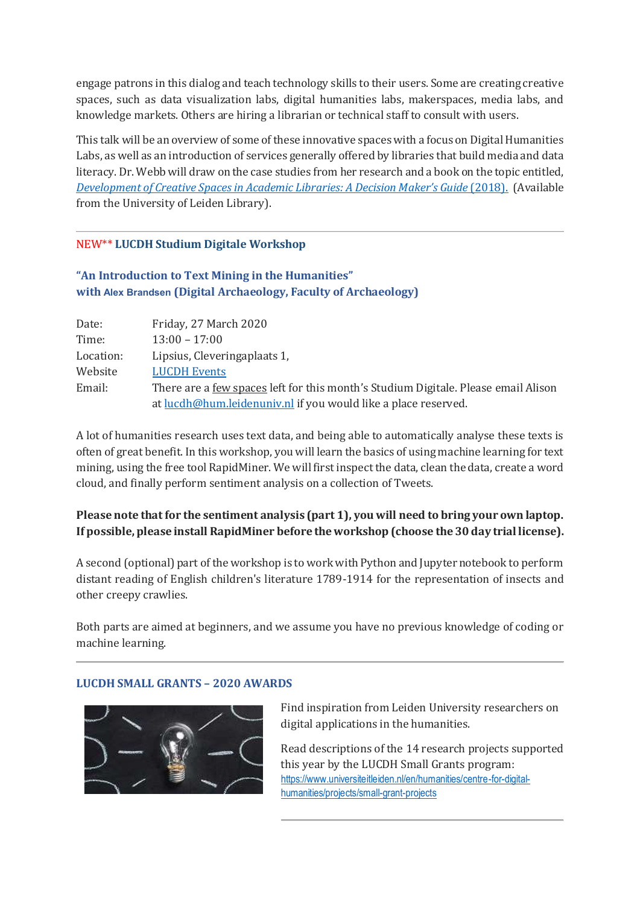engage patrons in this dialog and teach technology skills to their users. Some are creating creative spaces, such as data visualization labs, digital humanities labs, makerspaces, media labs, and knowledge markets. Others are hiring a librarian or technical staff to consult with users.

This talk will be an overview of some of these innovative spaces with a focus on Digital Humanities Labs, as well as an introduction of services generally offered by libraries that build media and data literacy. Dr. Webb will draw on the case studies from her research and a book on the topic entitled, *Development of Creative Spaces in Academic Libraries: A Decision Maker's Guide* (2018). (Available from the University of Leiden Library).

---

NEW** **LUCDH Studium Digitale Workshop**

### "An Introduction to Text Mining in the Humanities"
### with Alex Brandsen (Digital Archaeology, Faculty of Archaeology)

| | |
|---|---|
| Date: | Friday, 27 March 2020 |
| Time: | 13:00 – 17:00 |
| Location: | Lipsius, Cleveringaplaats 1, |
| Website | LUCDH Events |
| Email: | There are a few spaces left for this month's Studium Digitale. Please email Alison at lucdh@hum.leidenuniv.nl if you would like a place reserved. |

A lot of humanities research uses text data, and being able to automatically analyse these texts is often of great benefit. In this workshop, you will learn the basics of using machine learning for text mining, using the free tool RapidMiner. We will first inspect the data, clean the data, create a word cloud, and finally perform sentiment analysis on a collection of Tweets.

**Please note that for the sentiment analysis (part 1), you will need to bring your own laptop. If possible, please install RapidMiner before the workshop (choose the 30 day trial license).**

A second (optional) part of the workshop is to work with Python and Jupyter notebook to perform distant reading of English children's literature 1789-1914 for the representation of insects and other creepy crawlies.

Both parts are aimed at beginners, and we assume you have no previous knowledge of coding or machine learning.

---

## LUCDH SMALL GRANTS – 2020 AWARDS

Find inspiration from Leiden University researchers on digital applications in the humanities.

Read descriptions of the 14 research projects supported this year by the LUCDH Small Grants program: https://www.universiteitleiden.nl/en/humanities/centre-for-digital-humanities/projects/small-grant-projects

---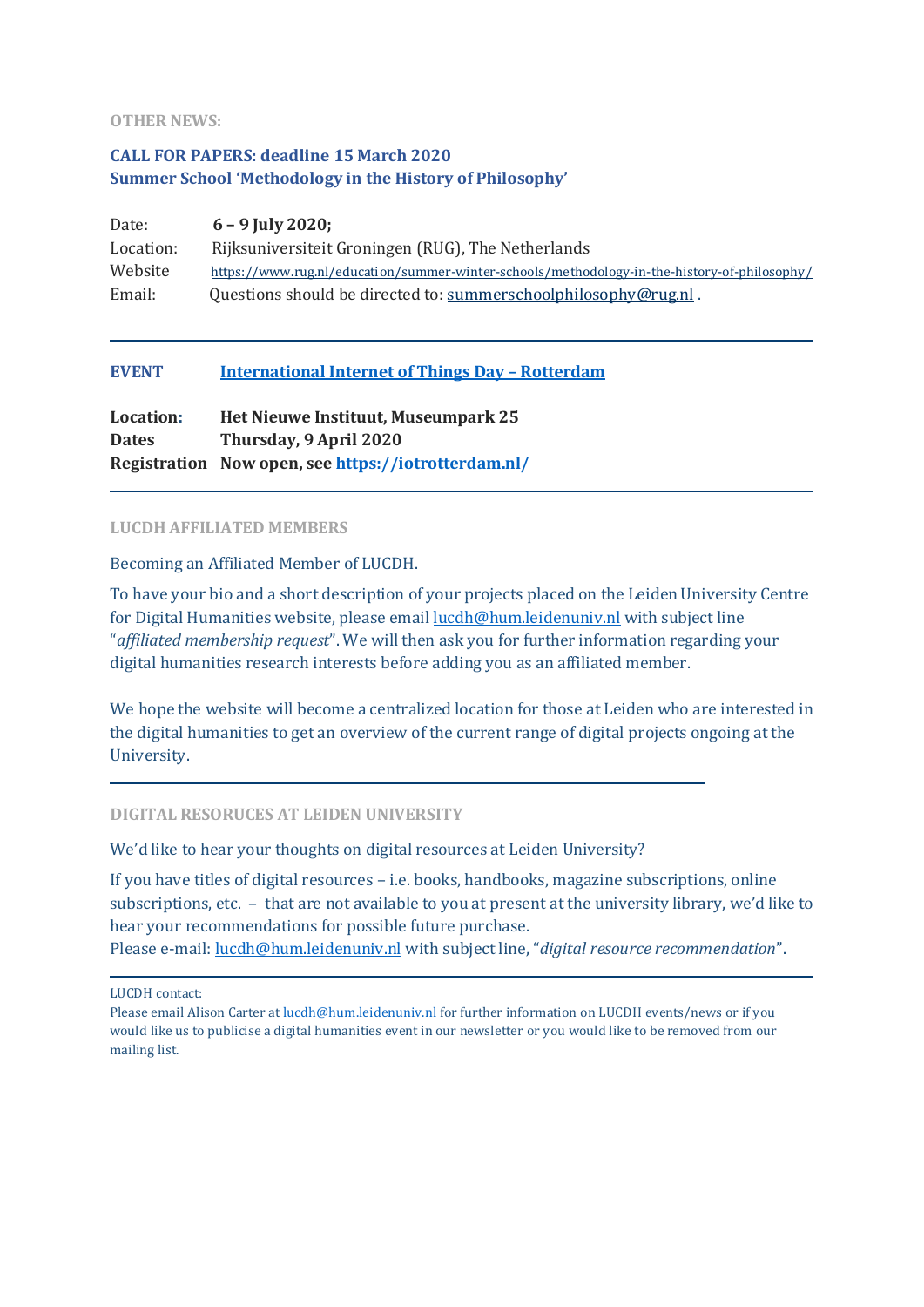OTHER NEWS:

**CALL FOR PAPERS: deadline 15 March 2020**
**Summer School 'Methodology in the History of Philosophy'**

| | |
|---|---|
| Date: | **6 – 9 July 2020;** |
| Location: | Rijksuniversiteit Groningen (RUG), The Netherlands |
| Website | https://www.rug.nl/education/summer-winter-schools/methodology-in-the-history-of-philosophy/ |
| Email: | Questions should be directed to: summerschoolphilosophy@rug.nl . |

---

**EVENT** **International Internet of Things Day – Rotterdam**

| | |
|---|---|
| **Location:** | **Het Nieuwe Instituut, Museumpark 25** |
| **Dates** | **Thursday, 9 April 2020** |
| **Registration** | **Now open, see https://iotrotterdam.nl/** |

---

LUCDH AFFILIATED MEMBERS

Becoming an Affiliated Member of LUCDH.

To have your bio and a short description of your projects placed on the Leiden University Centre for Digital Humanities website, please email lucdh@hum.leidenuniv.nl with subject line "*affiliated membership request*". We will then ask you for further information regarding your digital humanities research interests before adding you as an affiliated member.

We hope the website will become a centralized location for those at Leiden who are interested in the digital humanities to get an overview of the current range of digital projects ongoing at the University.

---

DIGITAL RESORUCES AT LEIDEN UNIVERSITY

We'd like to hear your thoughts on digital resources at Leiden University?

If you have titles of digital resources – i.e. books, handbooks, magazine subscriptions, online subscriptions, etc. – that are not available to you at present at the university library, we'd like to hear your recommendations for possible future purchase.
Please e-mail: lucdh@hum.leidenuniv.nl with subject line, "*digital resource recommendation*".

---

LUCDH contact:
Please email Alison Carter at lucdh@hum.leidenuniv.nl for further information on LUCDH events/news or if you would like us to publicise a digital humanities event in our newsletter or you would like to be removed from our mailing list.